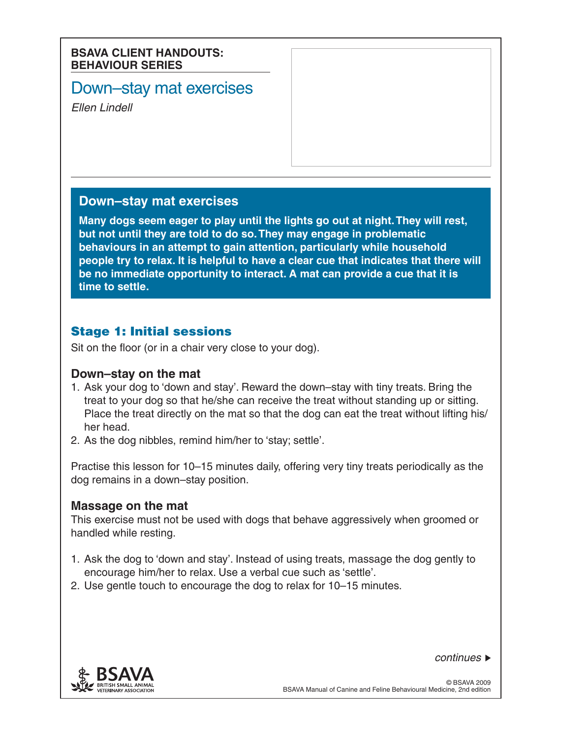**BSAVA CLIENT HANDOUTS: BEHAVIOUR SERIES**

# Down–stay mat exercises

*Ellen Lindell*

## Down–stay mat exercises

**Many dogs seem eager to play until the lights go out at night. They will rest, but not until they are told to do so. They may engage in problematic behaviours in an attempt to gain attention, particularly while household people try to relax. It is helpful to have a clear cue that indicates that there will be no immediate opportunity to interact. A mat can provide a cue that it is time to settle.**

## Stage 1: Initial sessions

Sit on the floor (or in a chair very close to your dog).

### Down–stay on the mat

1. Ask your dog to 'down and stay'. Reward the down–stay with tiny treats. Bring the treat to your dog so that he/she can receive the treat without standing up or sitting. Place the treat directly on the mat so that the dog can eat the treat without lifting his/her head.
2. As the dog nibbles, remind him/her to 'stay; settle'.

Practise this lesson for 10–15 minutes daily, offering very tiny treats periodically as the dog remains in a down–stay position.

### Massage on the mat

This exercise must not be used with dogs that behave aggressively when groomed or handled while resting.

1. Ask the dog to 'down and stay'. Instead of using treats, massage the dog gently to encourage him/her to relax. Use a verbal cue such as 'settle'.
2. Use gentle touch to encourage the dog to relax for 10–15 minutes.

*continues ▸*

© BSAVA 2009
BSAVA Manual of Canine and Feline Behavioural Medicine, 2nd edition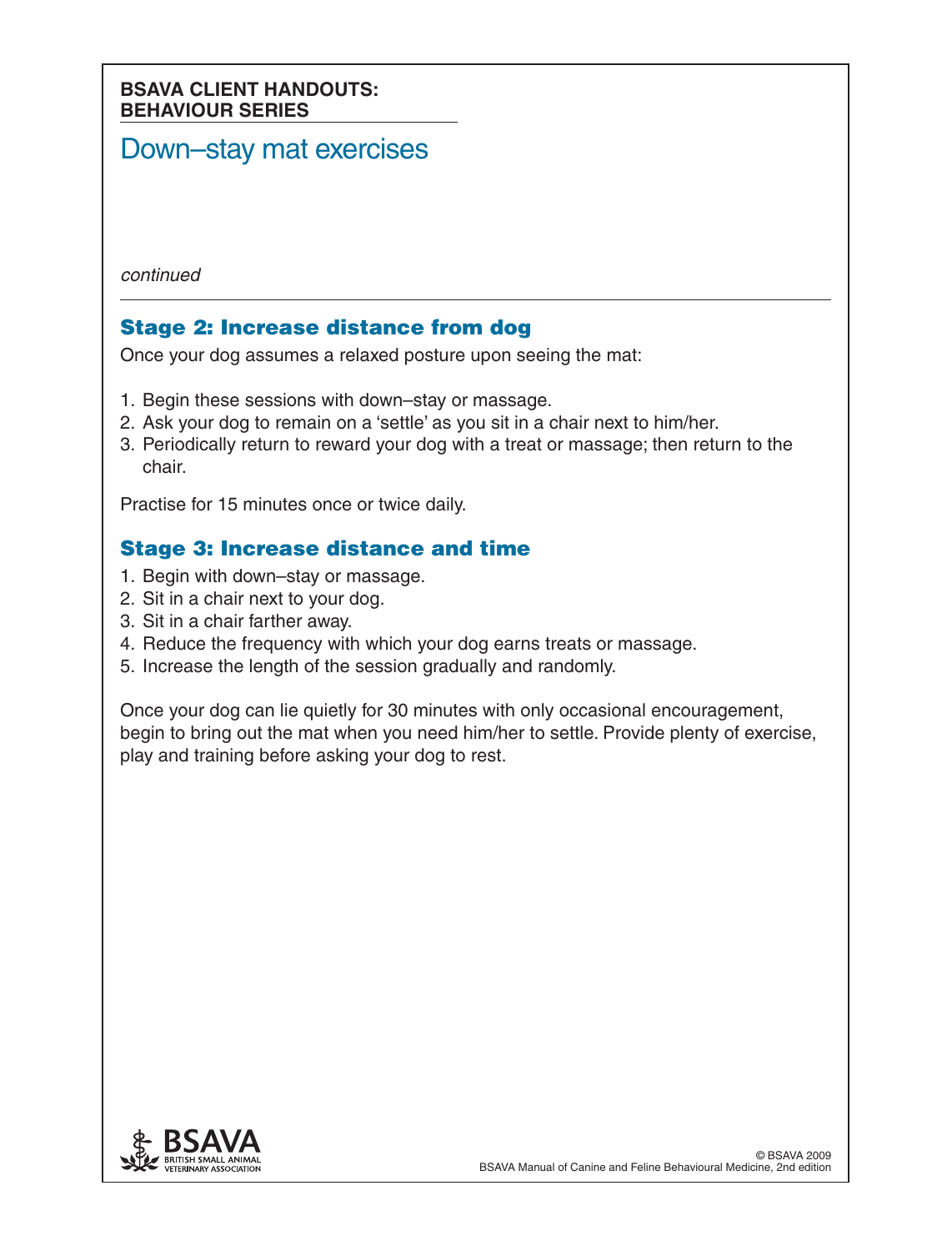# Down–stay mat exercises

*continued*

## Stage 2: Increase distance from dog

Once your dog assumes a relaxed posture upon seeing the mat:

1. Begin these sessions with down–stay or massage.
2. Ask your dog to remain on a 'settle' as you sit in a chair next to him/her.
3. Periodically return to reward your dog with a treat or massage; then return to the chair.

Practise for 15 minutes once or twice daily.

## Stage 3: Increase distance and time

1. Begin with down–stay or massage.
2. Sit in a chair next to your dog.
3. Sit in a chair farther away.
4. Reduce the frequency with which your dog earns treats or massage.
5. Increase the length of the session gradually and randomly.

Once your dog can lie quietly for 30 minutes with only occasional encouragement, begin to bring out the mat when you need him/her to settle. Provide plenty of exercise, play and training before asking your dog to rest.